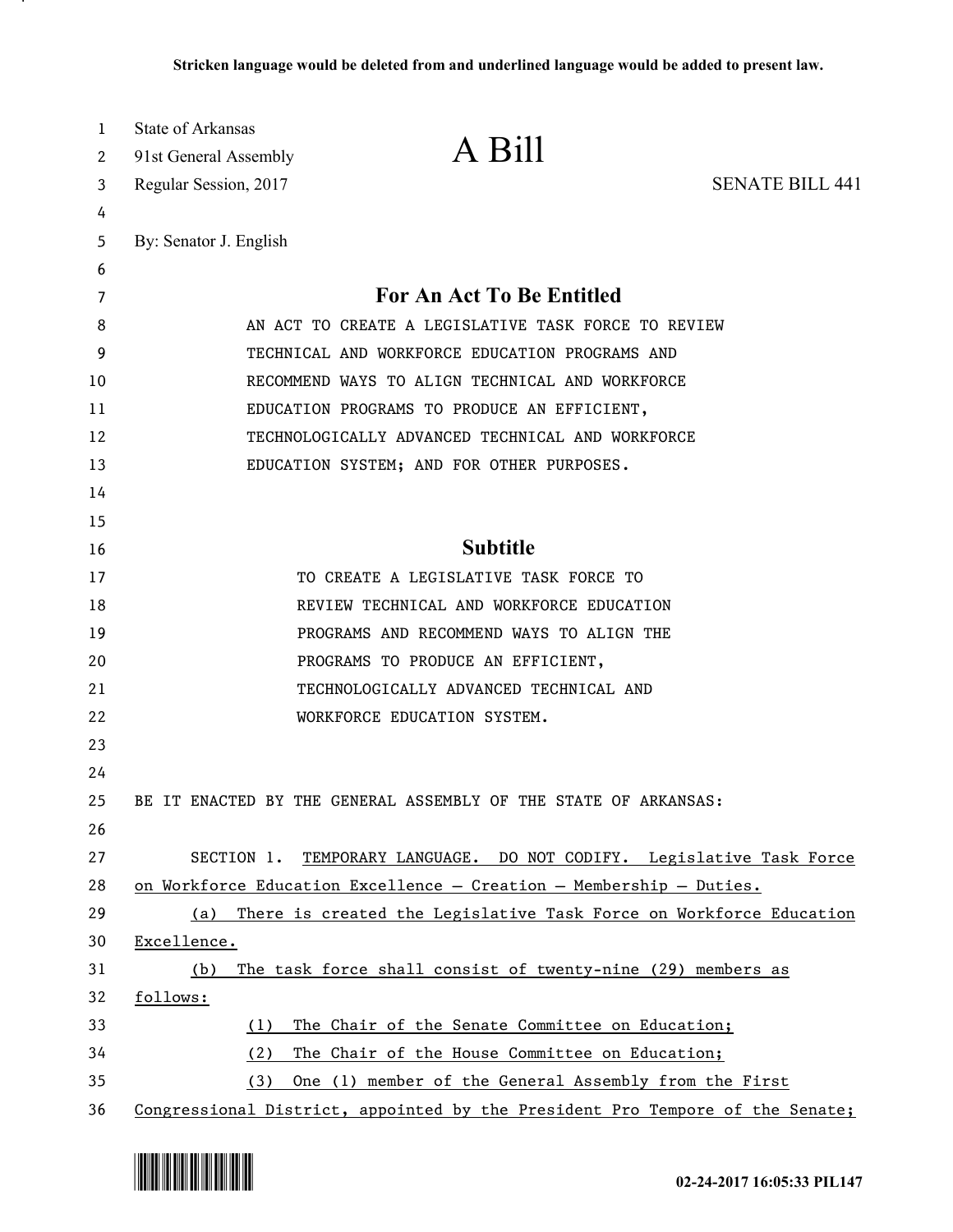Stricken language would be deleted from and underlined language would be added to present law.

State of Arkansas
91st General Assembly
Regular Session, 2017

# A Bill

SENATE BILL 441

By: Senator J. English

## For An Act To Be Entitled

AN ACT TO CREATE A LEGISLATIVE TASK FORCE TO REVIEW TECHNICAL AND WORKFORCE EDUCATION PROGRAMS AND RECOMMEND WAYS TO ALIGN TECHNICAL AND WORKFORCE EDUCATION PROGRAMS TO PRODUCE AN EFFICIENT, TECHNOLOGICALLY ADVANCED TECHNICAL AND WORKFORCE EDUCATION SYSTEM; AND FOR OTHER PURPOSES.

## Subtitle

TO CREATE A LEGISLATIVE TASK FORCE TO REVIEW TECHNICAL AND WORKFORCE EDUCATION PROGRAMS AND RECOMMEND WAYS TO ALIGN THE PROGRAMS TO PRODUCE AN EFFICIENT, TECHNOLOGICALLY ADVANCED TECHNICAL AND WORKFORCE EDUCATION SYSTEM.

BE IT ENACTED BY THE GENERAL ASSEMBLY OF THE STATE OF ARKANSAS:

SECTION 1. TEMPORARY LANGUAGE. DO NOT CODIFY. Legislative Task Force on Workforce Education Excellence – Creation – Membership – Duties.

(a) There is created the Legislative Task Force on Workforce Education Excellence.

(b) The task force shall consist of twenty-nine (29) members as follows:

(1) The Chair of the Senate Committee on Education;

(2) The Chair of the House Committee on Education;

(3) One (1) member of the General Assembly from the First Congressional District, appointed by the President Pro Tempore of the Senate;

02-24-2017 16:05:33 PIL147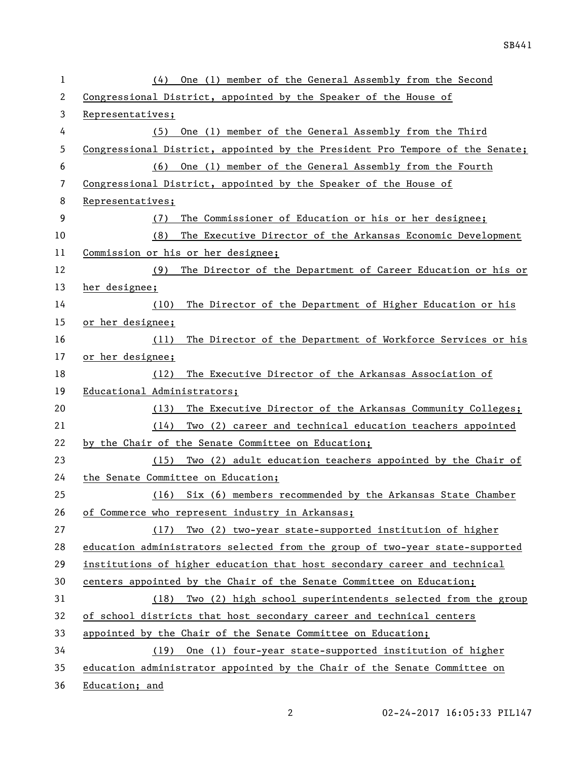(4) One (1) member of the General Assembly from the Second Congressional District, appointed by the Speaker of the House of Representatives;

(5) One (1) member of the General Assembly from the Third Congressional District, appointed by the President Pro Tempore of the Senate;

(6) One (1) member of the General Assembly from the Fourth Congressional District, appointed by the Speaker of the House of Representatives;

(7) The Commissioner of Education or his or her designee;

(8) The Executive Director of the Arkansas Economic Development Commission or his or her designee;

(9) The Director of the Department of Career Education or his or her designee;

(10) The Director of the Department of Higher Education or his or her designee;

(11) The Director of the Department of Workforce Services or his or her designee;

(12) The Executive Director of the Arkansas Association of Educational Administrators;

(13) The Executive Director of the Arkansas Community Colleges;

(14) Two (2) career and technical education teachers appointed by the Chair of the Senate Committee on Education;

(15) Two (2) adult education teachers appointed by the Chair of the Senate Committee on Education;

(16) Six (6) members recommended by the Arkansas State Chamber of Commerce who represent industry in Arkansas;

(17) Two (2) two-year state-supported institution of higher education administrators selected from the group of two-year state-supported institutions of higher education that host secondary career and technical centers appointed by the Chair of the Senate Committee on Education;

(18) Two (2) high school superintendents selected from the group of school districts that host secondary career and technical centers appointed by the Chair of the Senate Committee on Education;

(19) One (1) four-year state-supported institution of higher education administrator appointed by the Chair of the Senate Committee on Education; and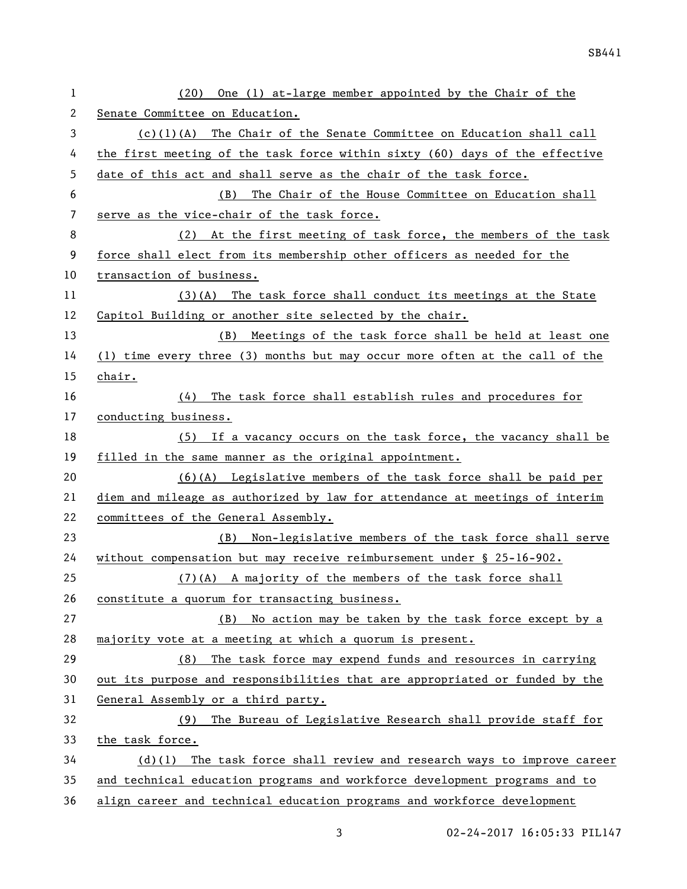(20) One (1) at-large member appointed by the Chair of the Senate Committee on Education.

(c)(1)(A) The Chair of the Senate Committee on Education shall call the first meeting of the task force within sixty (60) days of the effective date of this act and shall serve as the chair of the task force.

(B) The Chair of the House Committee on Education shall serve as the vice-chair of the task force.

(2) At the first meeting of task force, the members of the task force shall elect from its membership other officers as needed for the transaction of business.

(3)(A) The task force shall conduct its meetings at the State Capitol Building or another site selected by the chair.

(B) Meetings of the task force shall be held at least one (1) time every three (3) months but may occur more often at the call of the chair.

(4) The task force shall establish rules and procedures for conducting business.

(5) If a vacancy occurs on the task force, the vacancy shall be filled in the same manner as the original appointment.

(6)(A) Legislative members of the task force shall be paid per diem and mileage as authorized by law for attendance at meetings of interim committees of the General Assembly.

(B) Non-legislative members of the task force shall serve without compensation but may receive reimbursement under § 25-16-902.

(7)(A) A majority of the members of the task force shall constitute a quorum for transacting business.

(B) No action may be taken by the task force except by a majority vote at a meeting at which a quorum is present.

(8) The task force may expend funds and resources in carrying out its purpose and responsibilities that are appropriated or funded by the General Assembly or a third party.

(9) The Bureau of Legislative Research shall provide staff for the task force.

(d)(1) The task force shall review and research ways to improve career and technical education programs and workforce development programs and to align career and technical education programs and workforce development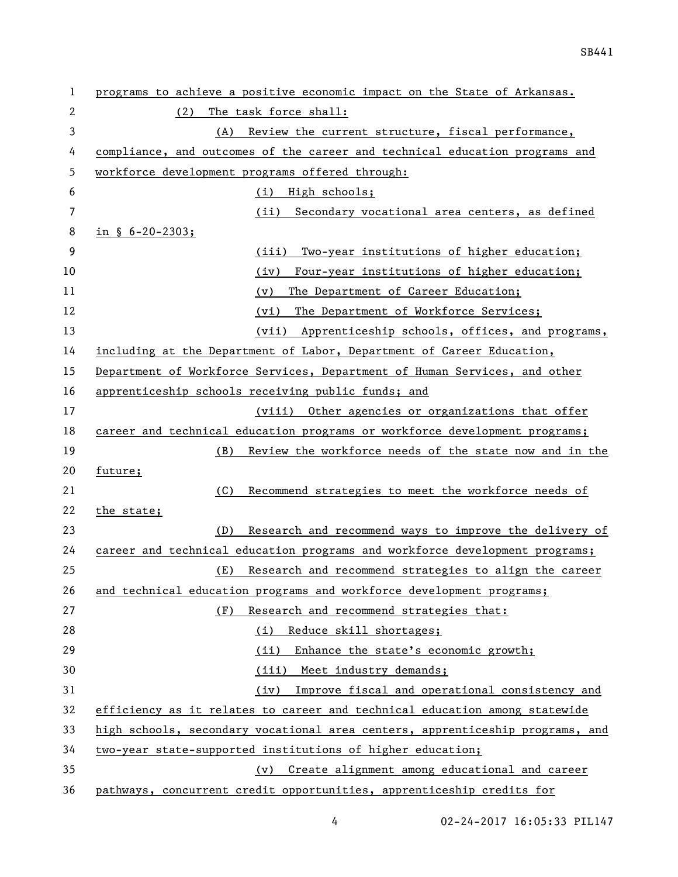programs to achieve a positive economic impact on the State of Arkansas.

(2) The task force shall:

(A) Review the current structure, fiscal performance, compliance, and outcomes of the career and technical education programs and workforce development programs offered through:

(i) High schools;

(ii) Secondary vocational area centers, as defined in § 6-20-2303;

(iii) Two-year institutions of higher education;

(iv) Four-year institutions of higher education;

(v) The Department of Career Education;

(vi) The Department of Workforce Services;

(vii) Apprenticeship schools, offices, and programs, including at the Department of Labor, Department of Career Education, Department of Workforce Services, Department of Human Services, and other apprenticeship schools receiving public funds; and

(viii) Other agencies or organizations that offer career and technical education programs or workforce development programs;

(B) Review the workforce needs of the state now and in the future;

(C) Recommend strategies to meet the workforce needs of the state;

(D) Research and recommend ways to improve the delivery of career and technical education programs and workforce development programs;

(E) Research and recommend strategies to align the career and technical education programs and workforce development programs;

(F) Research and recommend strategies that:

(i) Reduce skill shortages;

(ii) Enhance the state's economic growth;

(iii) Meet industry demands;

(iv) Improve fiscal and operational consistency and efficiency as it relates to career and technical education among statewide high schools, secondary vocational area centers, apprenticeship programs, and two-year state-supported institutions of higher education;

(v) Create alignment among educational and career pathways, concurrent credit opportunities, apprenticeship credits for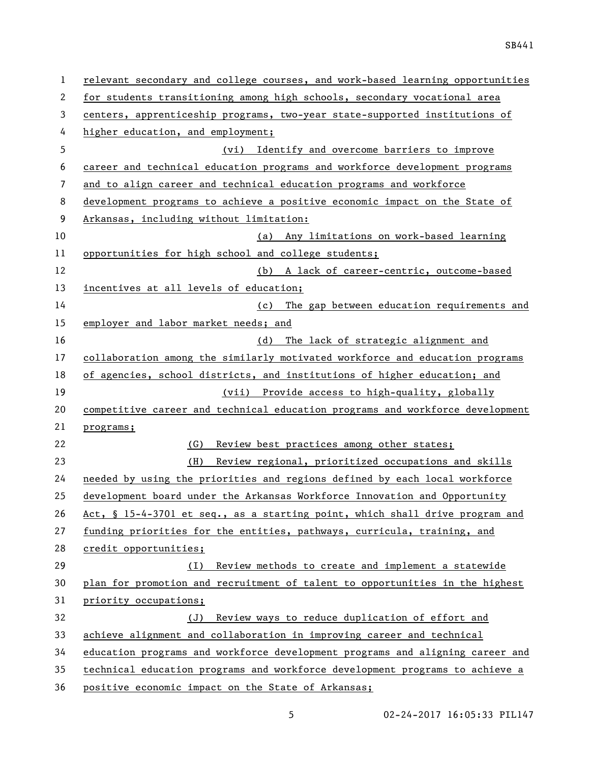relevant secondary and college courses, and work-based learning opportunities for students transitioning among high schools, secondary vocational area centers, apprenticeship programs, two-year state-supported institutions of higher education, and employment;

(vi) Identify and overcome barriers to improve career and technical education programs and workforce development programs and to align career and technical education programs and workforce development programs to achieve a positive economic impact on the State of Arkansas, including without limitation:

(a) Any limitations on work-based learning opportunities for high school and college students;

(b) A lack of career-centric, outcome-based incentives at all levels of education;

(c) The gap between education requirements and employer and labor market needs; and

(d) The lack of strategic alignment and collaboration among the similarly motivated workforce and education programs of agencies, school districts, and institutions of higher education; and

(vii) Provide access to high-quality, globally competitive career and technical education programs and workforce development programs;

(G) Review best practices among other states;

(H) Review regional, prioritized occupations and skills needed by using the priorities and regions defined by each local workforce development board under the Arkansas Workforce Innovation and Opportunity Act, § 15-4-3701 et seq., as a starting point, which shall drive program and funding priorities for the entities, pathways, curricula, training, and credit opportunities;

(I) Review methods to create and implement a statewide plan for promotion and recruitment of talent to opportunities in the highest priority occupations;

(J) Review ways to reduce duplication of effort and achieve alignment and collaboration in improving career and technical education programs and workforce development programs and aligning career and technical education programs and workforce development programs to achieve a positive economic impact on the State of Arkansas;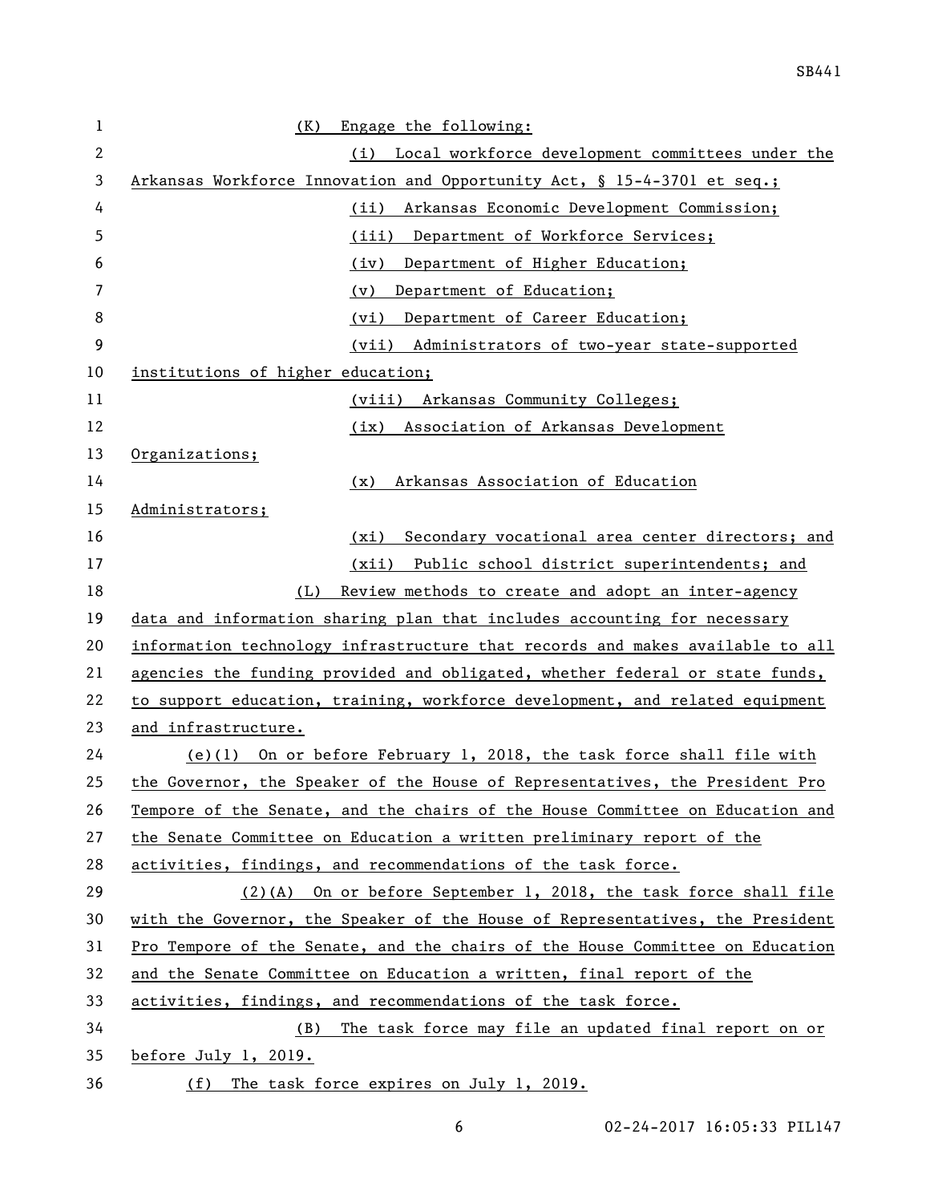(K) Engage the following:

(i) Local workforce development committees under the Arkansas Workforce Innovation and Opportunity Act, § 15-4-3701 et seq.;

(ii) Arkansas Economic Development Commission;

(iii) Department of Workforce Services;

(iv) Department of Higher Education;

(v) Department of Education;

(vi) Department of Career Education;

(vii) Administrators of two-year state-supported institutions of higher education;

(viii) Arkansas Community Colleges;

(ix) Association of Arkansas Development Organizations;

(x) Arkansas Association of Education Administrators;

(xi) Secondary vocational area center directors; and

(xii) Public school district superintendents; and

(L) Review methods to create and adopt an inter-agency data and information sharing plan that includes accounting for necessary information technology infrastructure that records and makes available to all agencies the funding provided and obligated, whether federal or state funds, to support education, training, workforce development, and related equipment and infrastructure.

(e)(1) On or before February 1, 2018, the task force shall file with the Governor, the Speaker of the House of Representatives, the President Pro Tempore of the Senate, and the chairs of the House Committee on Education and the Senate Committee on Education a written preliminary report of the activities, findings, and recommendations of the task force.

(2)(A) On or before September 1, 2018, the task force shall file with the Governor, the Speaker of the House of Representatives, the President Pro Tempore of the Senate, and the chairs of the House Committee on Education and the Senate Committee on Education a written, final report of the activities, findings, and recommendations of the task force.

(B) The task force may file an updated final report on or before July 1, 2019.

(f) The task force expires on July 1, 2019.